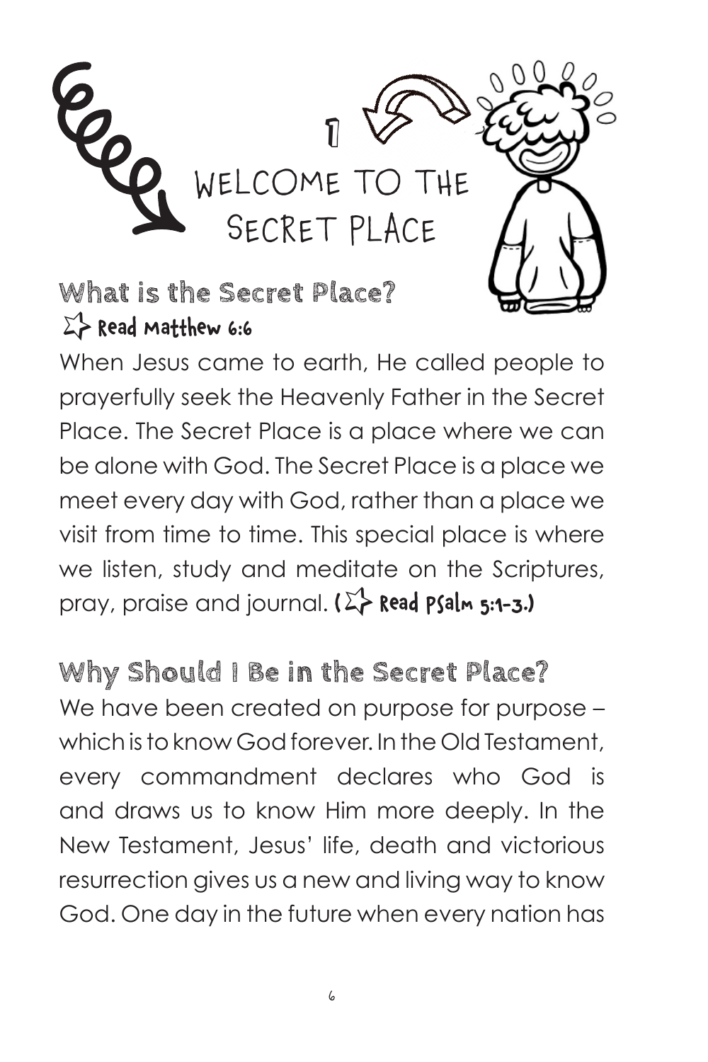# 1 WELCOME TO THE SECRET PLACE

## What is the Secret Place?

Read Matthew 6:6

When Jesus came to earth, He called people to prayerfully seek the Heavenly Father in the Secret Place. The Secret Place is a place where we can be alone with God. The Secret Place is a place we meet every day with God, rather than a place we visit from time to time. This special place is where we listen, study and meditate on the Scriptures, pray, praise and journal. (Read Psalm 5:1-3.)

## Why Should I Be in the Secret Place?

We have been created on purpose for purpose – which is to know God forever. In the Old Testament, every commandment declares who God is and draws us to know Him more deeply. In the New Testament, Jesus' life, death and victorious resurrection gives us a new and living way to know God. One day in the future when every nation has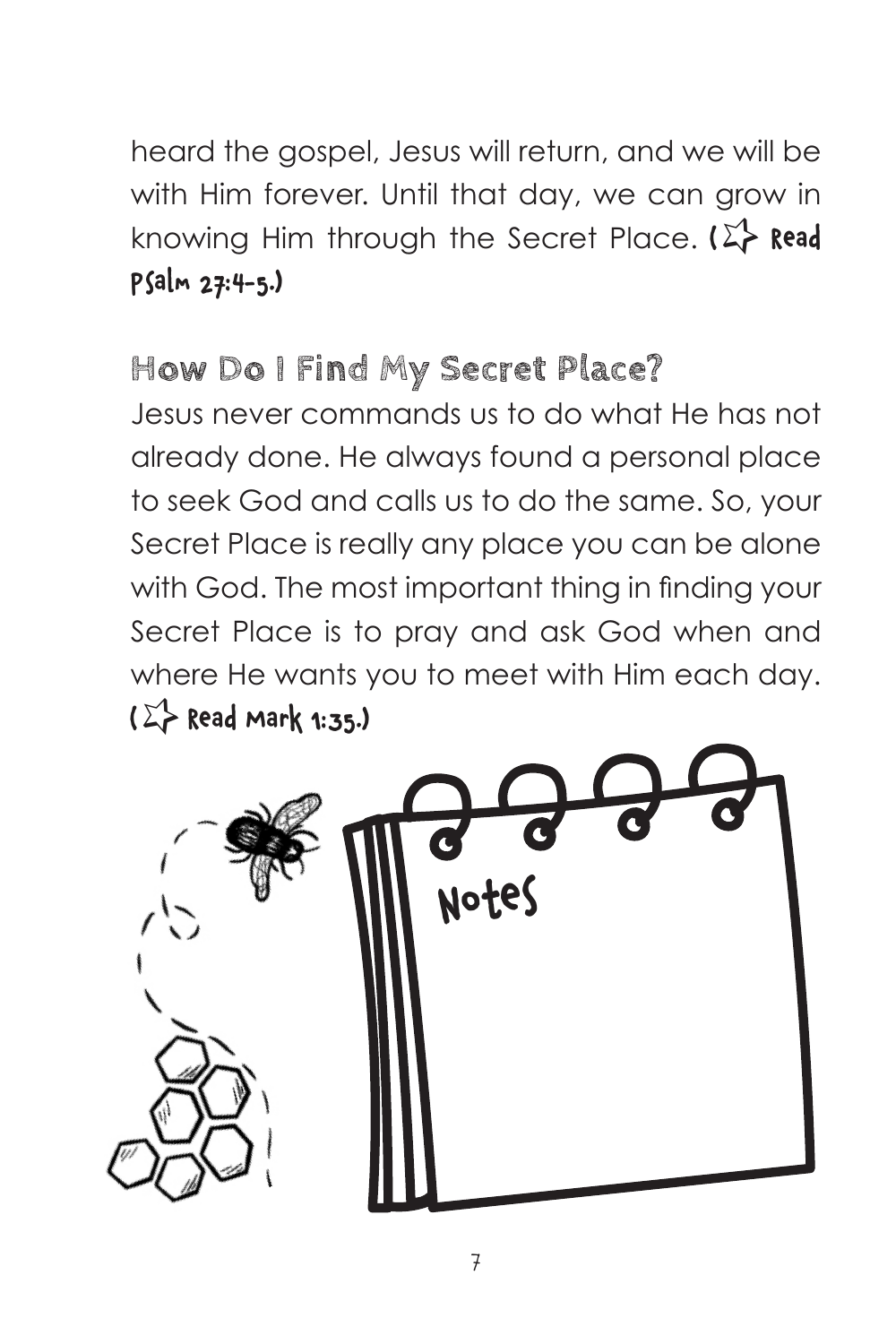heard the gospel, Jesus will return, and we will be with Him forever. Until that day, we can grow in knowing Him through the Secret Place. (☆ Read Psalm 27:4-5.)

## How Do I Find My Secret Place?

Jesus never commands us to do what He has not already done. He always found a personal place to seek God and calls us to do the same. So, your Secret Place is really any place you can be alone with God. The most important thing in finding your Secret Place is to pray and ask God when and where He wants you to meet with Him each day. (☆ Read Mark 1:35.)

Notes